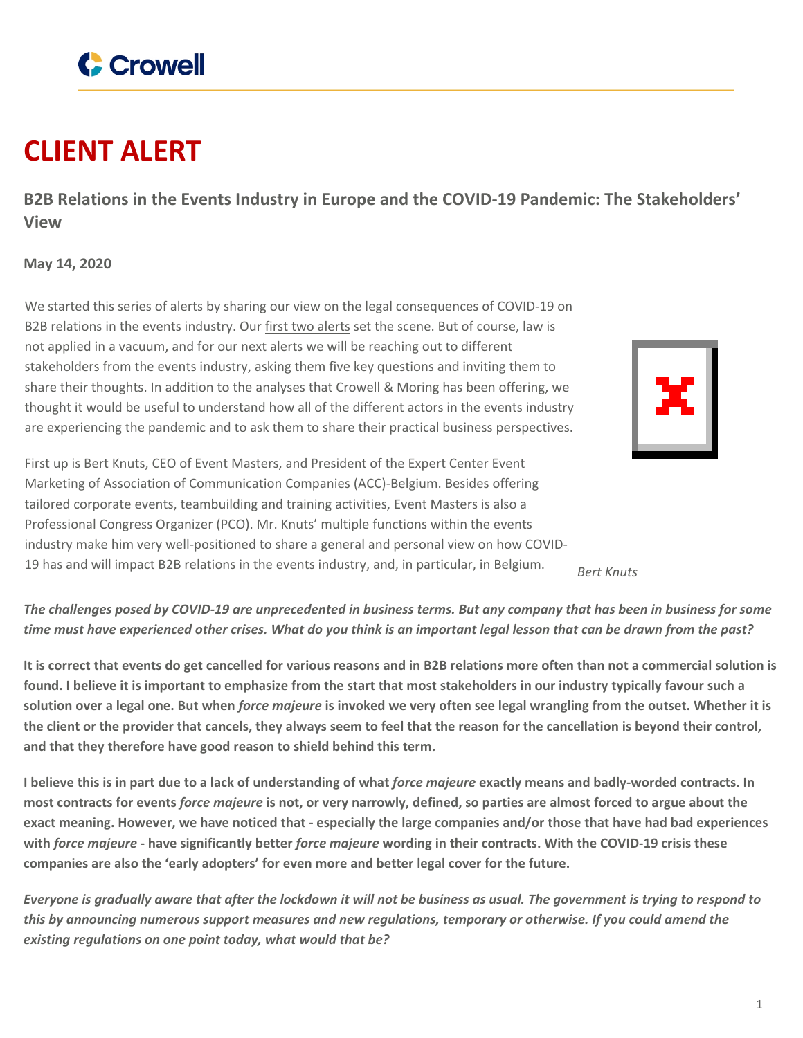# CLIENT ALERT

## B2B Relations in the Events Industry in Europe and the COVID-19 Pandemic: The Stakeholders' View

**May 14, 2020**

We started this series of alerts by sharing our view on the legal consequences of COVID-19 on B2B relations in the events industry. Our first two alerts set the scene. But of course, law is not applied in a vacuum, and for our next alerts we will be reaching out to different stakeholders from the events industry, asking them five key questions and inviting them to share their thoughts. In addition to the analyses that Crowell & Moring has been offering, we thought it would be useful to understand how all of the different actors in the events industry are experiencing the pandemic and to ask them to share their practical business perspectives.

First up is Bert Knuts, CEO of Event Masters, and President of the Expert Center Event Marketing of Association of Communication Companies (ACC)-Belgium. Besides offering tailored corporate events, teambuilding and training activities, Event Masters is also a Professional Congress Organizer (PCO). Mr. Knuts' multiple functions within the events industry make him very well-positioned to share a general and personal view on how COVID-19 has and will impact B2B relations in the events industry, and, in particular, in Belgium.

*Bert Knuts*

***The challenges posed by COVID-19 are unprecedented in business terms. But any company that has been in business for some time must have experienced other crises. What do you think is an important legal lesson that can be drawn from the past?***

**It is correct that events do get cancelled for various reasons and in B2B relations more often than not a commercial solution is found. I believe it is important to emphasize from the start that most stakeholders in our industry typically favour such a solution over a legal one. But when *force majeure* is invoked we very often see legal wrangling from the outset. Whether it is the client or the provider that cancels, they always seem to feel that the reason for the cancellation is beyond their control, and that they therefore have good reason to shield behind this term.**

**I believe this is in part due to a lack of understanding of what *force majeure* exactly means and badly-worded contracts. In most contracts for events *force majeure* is not, or very narrowly, defined, so parties are almost forced to argue about the exact meaning. However, we have noticed that - especially the large companies and/or those that have had bad experiences with *force majeure* - have significantly better *force majeure* wording in their contracts. With the COVID-19 crisis these companies are also the 'early adopters' for even more and better legal cover for the future.**

***Everyone is gradually aware that after the lockdown it will not be business as usual. The government is trying to respond to this by announcing numerous support measures and new regulations, temporary or otherwise. If you could amend the existing regulations on one point today, what would that be?***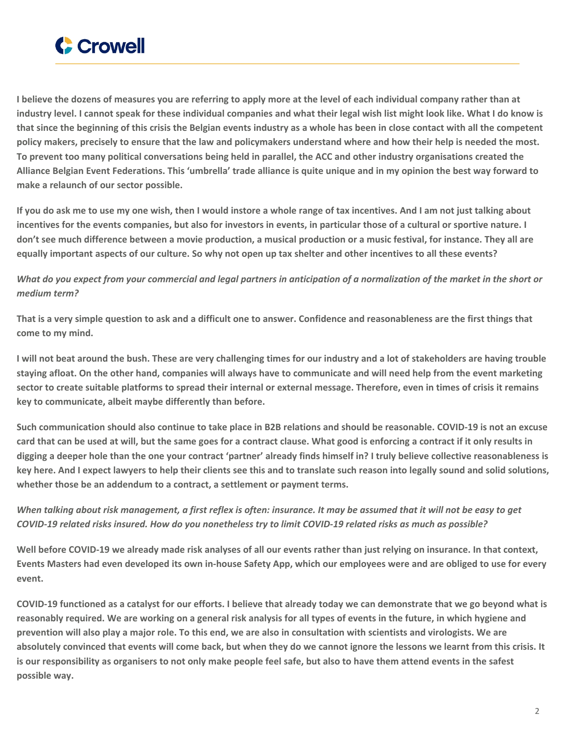**I believe the dozens of measures you are referring to apply more at the level of each individual company rather than at industry level. I cannot speak for these individual companies and what their legal wish list might look like. What I do know is that since the beginning of this crisis the Belgian events industry as a whole has been in close contact with all the competent policy makers, precisely to ensure that the law and policymakers understand where and how their help is needed the most. To prevent too many political conversations being held in parallel, the ACC and other industry organisations created the Alliance Belgian Event Federations. This 'umbrella' trade alliance is quite unique and in my opinion the best way forward to make a relaunch of our sector possible.**

**If you do ask me to use my one wish, then I would instore a whole range of tax incentives. And I am not just talking about incentives for the events companies, but also for investors in events, in particular those of a cultural or sportive nature. I don't see much difference between a movie production, a musical production or a music festival, for instance. They all are equally important aspects of our culture. So why not open up tax shelter and other incentives to all these events?**

*What do you expect from your commercial and legal partners in anticipation of a normalization of the market in the short or medium term?*

**That is a very simple question to ask and a difficult one to answer. Confidence and reasonableness are the first things that come to my mind.**

**I will not beat around the bush. These are very challenging times for our industry and a lot of stakeholders are having trouble staying afloat. On the other hand, companies will always have to communicate and will need help from the event marketing sector to create suitable platforms to spread their internal or external message. Therefore, even in times of crisis it remains key to communicate, albeit maybe differently than before.**

**Such communication should also continue to take place in B2B relations and should be reasonable. COVID-19 is not an excuse card that can be used at will, but the same goes for a contract clause. What good is enforcing a contract if it only results in digging a deeper hole than the one your contract 'partner' already finds himself in? I truly believe collective reasonableness is key here. And I expect lawyers to help their clients see this and to translate such reason into legally sound and solid solutions, whether those be an addendum to a contract, a settlement or payment terms.**

*When talking about risk management, a first reflex is often: insurance. It may be assumed that it will not be easy to get COVID-19 related risks insured. How do you nonetheless try to limit COVID-19 related risks as much as possible?*

**Well before COVID-19 we already made risk analyses of all our events rather than just relying on insurance. In that context, Events Masters had even developed its own in-house Safety App, which our employees were and are obliged to use for every event.**

**COVID-19 functioned as a catalyst for our efforts. I believe that already today we can demonstrate that we go beyond what is reasonably required. We are working on a general risk analysis for all types of events in the future, in which hygiene and prevention will also play a major role. To this end, we are also in consultation with scientists and virologists. We are absolutely convinced that events will come back, but when they do we cannot ignore the lessons we learnt from this crisis. It is our responsibility as organisers to not only make people feel safe, but also to have them attend events in the safest possible way.**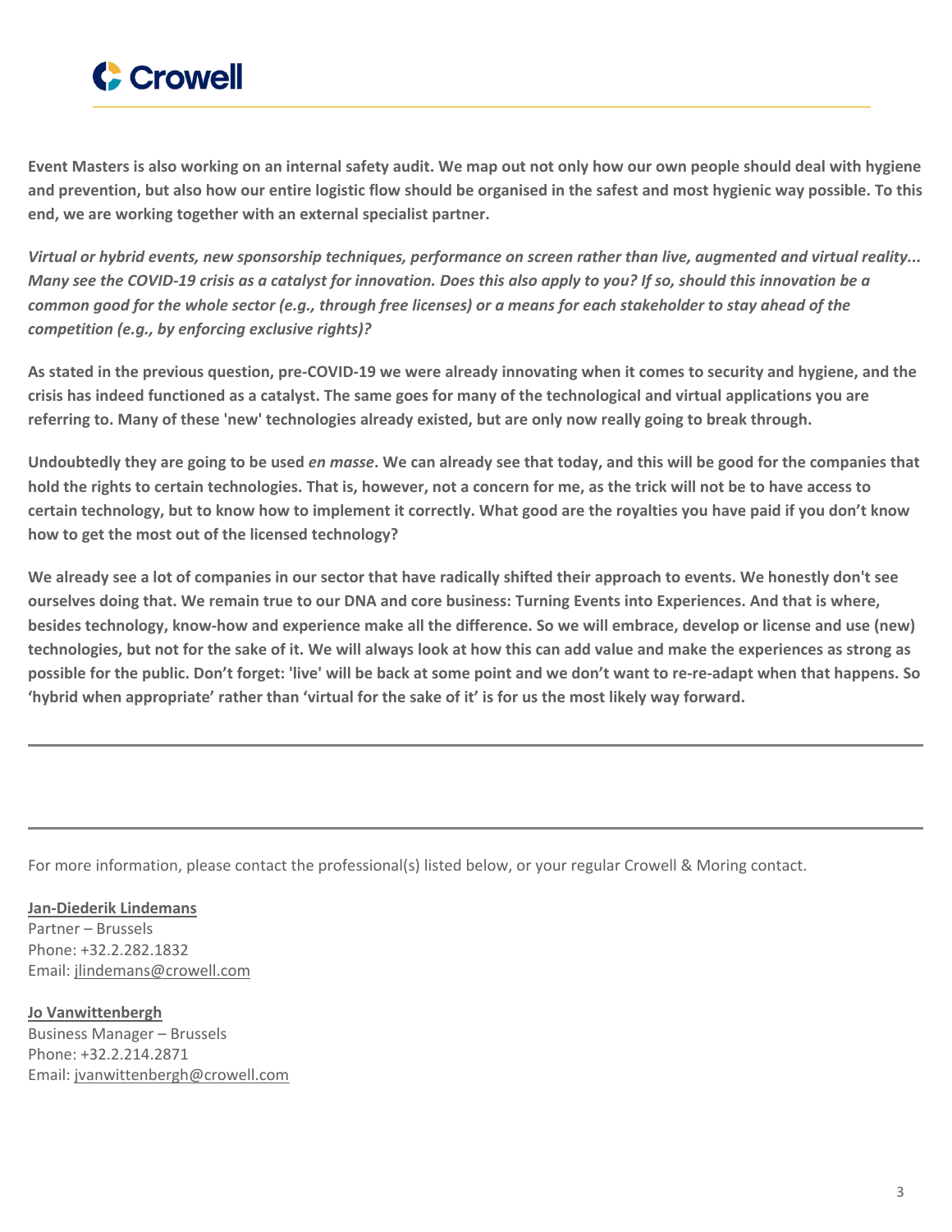**Event Masters is also working on an internal safety audit. We map out not only how our own people should deal with hygiene and prevention, but also how our entire logistic flow should be organised in the safest and most hygienic way possible. To this end, we are working together with an external specialist partner.**

*Virtual or hybrid events, new sponsorship techniques, performance on screen rather than live, augmented and virtual reality... Many see the COVID-19 crisis as a catalyst for innovation. Does this also apply to you? If so, should this innovation be a common good for the whole sector (e.g., through free licenses) or a means for each stakeholder to stay ahead of the competition (e.g., by enforcing exclusive rights)?*

**As stated in the previous question, pre-COVID-19 we were already innovating when it comes to security and hygiene, and the crisis has indeed functioned as a catalyst. The same goes for many of the technological and virtual applications you are referring to. Many of these 'new' technologies already existed, but are only now really going to break through.**

**Undoubtedly they are going to be used *en masse*. We can already see that today, and this will be good for the companies that hold the rights to certain technologies. That is, however, not a concern for me, as the trick will not be to have access to certain technology, but to know how to implement it correctly. What good are the royalties you have paid if you don't know how to get the most out of the licensed technology?**

**We already see a lot of companies in our sector that have radically shifted their approach to events. We honestly don't see ourselves doing that. We remain true to our DNA and core business: Turning Events into Experiences. And that is where, besides technology, know-how and experience make all the difference. So we will embrace, develop or license and use (new) technologies, but not for the sake of it. We will always look at how this can add value and make the experiences as strong as possible for the public. Don't forget: 'live' will be back at some point and we don't want to re-re-adapt when that happens. So 'hybrid when appropriate' rather than 'virtual for the sake of it' is for us the most likely way forward.**

---

For more information, please contact the professional(s) listed below, or your regular Crowell & Moring contact.

**Jan-Diederik Lindemans**
Partner – Brussels
Phone: +32.2.282.1832
Email: jlindemans@crowell.com

**Jo Vanwittenbergh**
Business Manager – Brussels
Phone: +32.2.214.2871
Email: jvanwittenbergh@crowell.com